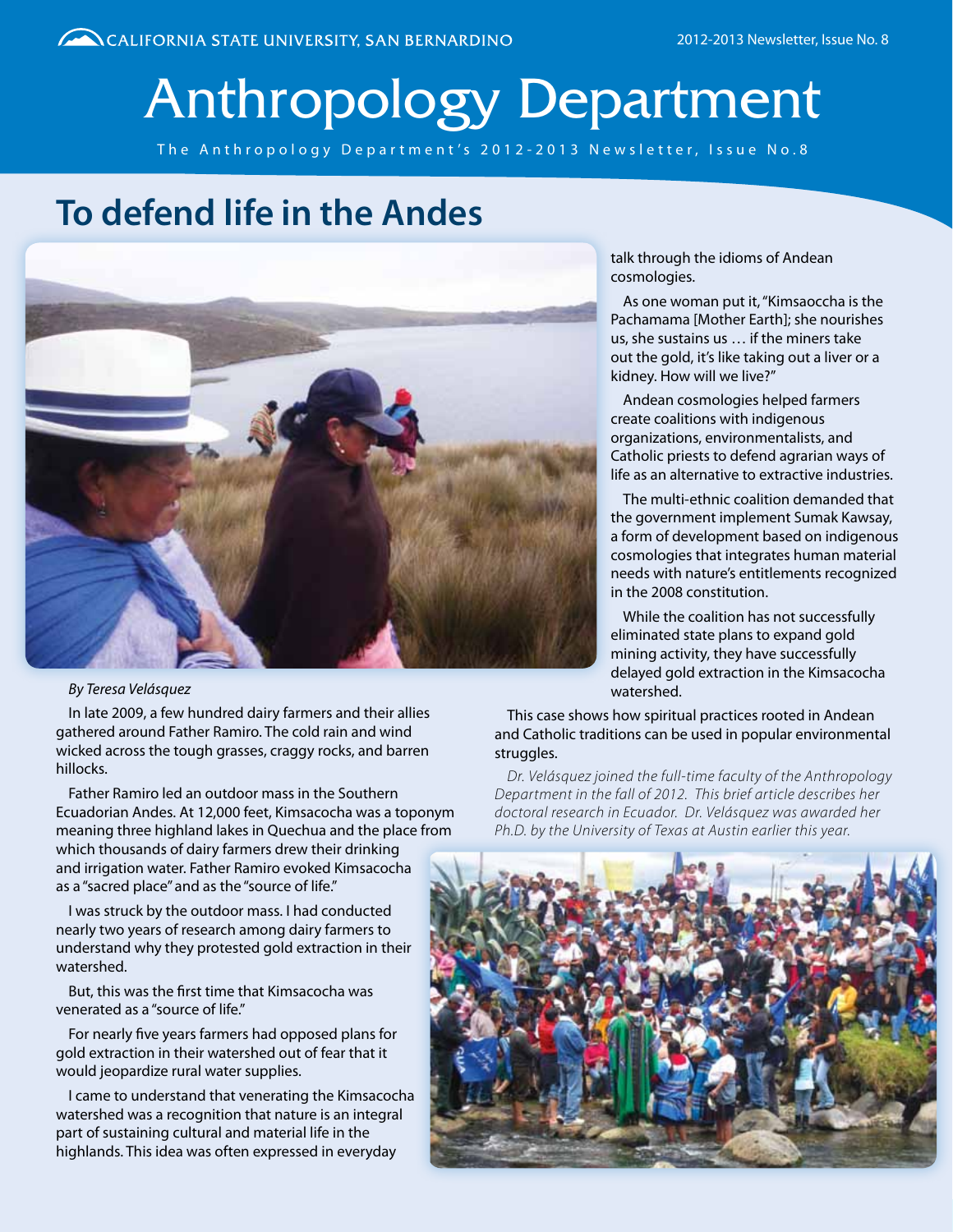# Anthropology Department

The Anthropology Department's 2012-2013 Newsletter, Issue No.8

## To defend life in the Andes

*By Teresa Velásquez*

In late 2009, a few hundred dairy farmers and their allies gathered around Father Ramiro. The cold rain and wind wicked across the tough grasses, craggy rocks, and barren hillocks.

Father Ramiro led an outdoor mass in the Southern Ecuadorian Andes. At 12,000 feet, Kimsacocha was a toponym meaning three highland lakes in Quechua and the place from which thousands of dairy farmers drew their drinking and irrigation water. Father Ramiro evoked Kimsacocha as a "sacred place" and as the "source of life."

I was struck by the outdoor mass. I had conducted nearly two years of research among dairy farmers to understand why they protested gold extraction in their watershed.

But, this was the first time that Kimsacocha was venerated as a "source of life."

For nearly five years farmers had opposed plans for gold extraction in their watershed out of fear that it would jeopardize rural water supplies.

I came to understand that venerating the Kimsacocha watershed was a recognition that nature is an integral part of sustaining cultural and material life in the highlands. This idea was often expressed in everyday talk through the idioms of Andean cosmologies.

As one woman put it, "Kimsaoccha is the Pachamama [Mother Earth]; she nourishes us, she sustains us … if the miners take out the gold, it's like taking out a liver or a kidney. How will we live?"

Andean cosmologies helped farmers create coalitions with indigenous organizations, environmentalists, and Catholic priests to defend agrarian ways of life as an alternative to extractive industries.

The multi-ethnic coalition demanded that the government implement Sumak Kawsay, a form of development based on indigenous cosmologies that integrates human material needs with nature's entitlements recognized in the 2008 constitution.

While the coalition has not successfully eliminated state plans to expand gold mining activity, they have successfully delayed gold extraction in the Kimsacocha watershed.

This case shows how spiritual practices rooted in Andean and Catholic traditions can be used in popular environmental struggles.

*Dr. Velásquez joined the full-time faculty of the Anthropology Department in the fall of 2012. This brief article describes her doctoral research in Ecuador. Dr. Velásquez was awarded her Ph.D. by the University of Texas at Austin earlier this year.*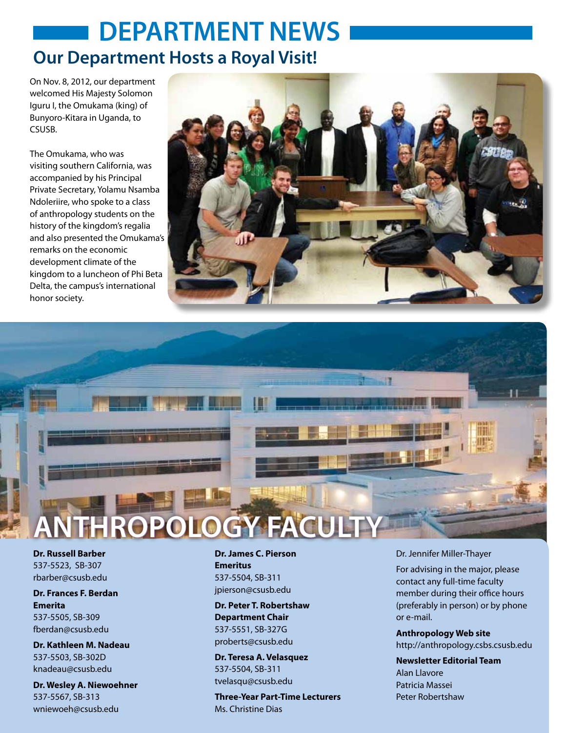# DEPARTMENT NEWS

## Our Department Hosts a Royal Visit!

On Nov. 8, 2012, our department welcomed His Majesty Solomon Iguru I, the Omukama (king) of Bunyoro-Kitara in Uganda, to CSUSB.

The Omukama, who was visiting southern California, was accompanied by his Principal Private Secretary, Yolamu Nsamba Ndoleriire, who spoke to a class of anthropology students on the history of the kingdom's regalia and also presented the Omukama's remarks on the economic development climate of the kingdom to a luncheon of Phi Beta Delta, the campus's international honor society.

# ANTHROPOLOGY FACULTY

**Dr. Russell Barber**
537-5523, SB-307
rbarber@csusb.edu

**Dr. Frances F. Berdan**
**Emerita**
537-5505, SB-309
fberdan@csusb.edu

**Dr. Kathleen M. Nadeau**
537-5503, SB-302D
knadeau@csusb.edu

**Dr. Wesley A. Niewoehner**
537-5567, SB-313
wniewoeh@csusb.edu

**Dr. James C. Pierson**
**Emeritus**
537-5504, SB-311
jpierson@csusb.edu

**Dr. Peter T. Robertshaw**
**Department Chair**
537-5551, SB-327G
proberts@csusb.edu

**Dr. Teresa A. Velasquez**
537-5504, SB-311
tvelasqu@csusb.edu

**Three-Year Part-Time Lecturers**
Ms. Christine Dias
Dr. Jennifer Miller-Thayer

For advising in the major, please contact any full-time faculty member during their office hours (preferably in person) or by phone or e-mail.

**Anthropology Web site**
http://anthropology.csbs.csusb.edu

**Newsletter Editorial Team**
Alan Llavore
Patricia Massei
Peter Robertshaw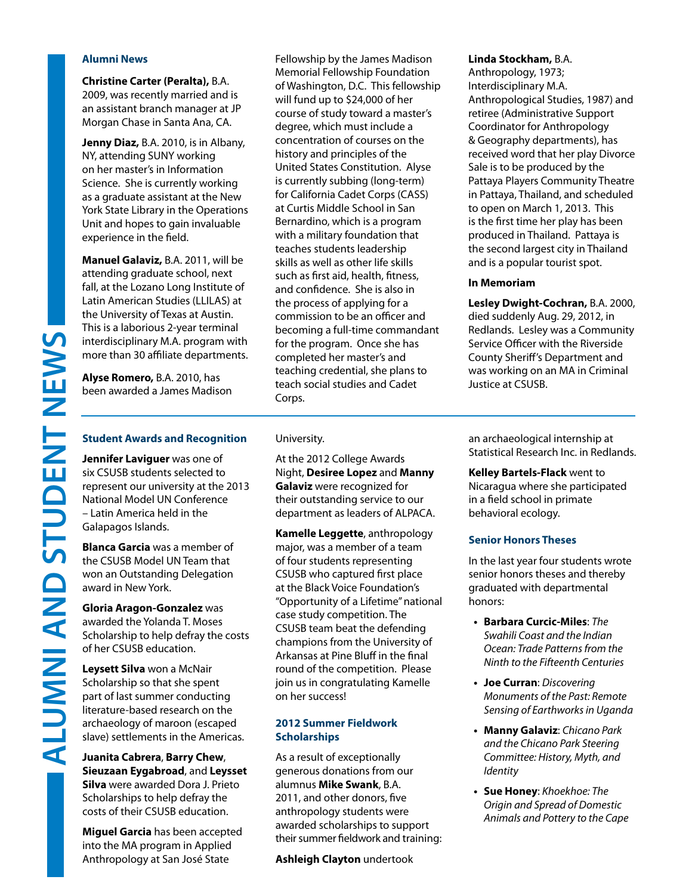## Alumni News

**Christine Carter (Peralta),** B.A. 2009, was recently married and is an assistant branch manager at JP Morgan Chase in Santa Ana, CA.

**Jenny Diaz,** B.A. 2010, is in Albany, NY, attending SUNY working on her master's in Information Science. She is currently working as a graduate assistant at the New York State Library in the Operations Unit and hopes to gain invaluable experience in the field.

**Manuel Galaviz,** B.A. 2011, will be attending graduate school, next fall, at the Lozano Long Institute of Latin American Studies (LLILAS) at the University of Texas at Austin. This is a laborious 2-year terminal interdisciplinary M.A. program with more than 30 affiliate departments.

**Alyse Romero,** B.A. 2010, has been awarded a James Madison Fellowship by the James Madison Memorial Fellowship Foundation of Washington, D.C. This fellowship will fund up to $24,000 of her course of study toward a master's degree, which must include a concentration of courses on the history and principles of the United States Constitution. Alyse is currently subbing (long-term) for California Cadet Corps (CASS) at Curtis Middle School in San Bernardino, which is a program with a military foundation that teaches students leadership skills as well as other life skills such as first aid, health, fitness, and confidence. She is also in the process of applying for a commission to be an officer and becoming a full-time commandant for the program. Once she has completed her master's and teaching credential, she plans to teach social studies and Cadet Corps.

**Linda Stockham,** B.A. Anthropology, 1973; Interdisciplinary M.A. Anthropological Studies, 1987) and retiree (Administrative Support Coordinator for Anthropology & Geography departments), has received word that her play Divorce Sale is to be produced by the Pattaya Players Community Theatre in Pattaya, Thailand, and scheduled to open on March 1, 2013. This is the first time her play has been produced in Thailand. Pattaya is the second largest city in Thailand and is a popular tourist spot.

### In Memoriam

**Lesley Dwight-Cochran,** B.A. 2000, died suddenly Aug. 29, 2012, in Redlands. Lesley was a Community Service Officer with the Riverside County Sheriff's Department and was working on an MA in Criminal Justice at CSUSB.

## Student Awards and Recognition

**Jennifer Laviguer** was one of six CSUSB students selected to represent our university at the 2013 National Model UN Conference – Latin America held in the Galapagos Islands.

**Blanca Garcia** was a member of the CSUSB Model UN Team that won an Outstanding Delegation award in New York.

**Gloria Aragon-Gonzalez** was awarded the Yolanda T. Moses Scholarship to help defray the costs of her CSUSB education.

**Leysett Silva** won a McNair Scholarship so that she spent part of last summer conducting literature-based research on the archaeology of maroon (escaped slave) settlements in the Americas.

**Juanita Cabrera**, **Barry Chew**, **Sieuzaan Eygabrood**, and **Leysset Silva** were awarded Dora J. Prieto Scholarships to help defray the costs of their CSUSB education.

**Miguel Garcia** has been accepted into the MA program in Applied Anthropology at San José State University.

At the 2012 College Awards Night, **Desiree Lopez** and **Manny Galaviz** were recognized for their outstanding service to our department as leaders of ALPACA.

**Kamelle Leggette**, anthropology major, was a member of a team of four students representing CSUSB who captured first place at the Black Voice Foundation's "Opportunity of a Lifetime" national case study competition. The CSUSB team beat the defending champions from the University of Arkansas at Pine Bluff in the final round of the competition. Please join us in congratulating Kamelle on her success!

## 2012 Summer Fieldwork Scholarships

As a result of exceptionally generous donations from our alumnus **Mike Swank**, B.A. 2011, and other donors, five anthropology students were awarded scholarships to support their summer fieldwork and training:

**Ashleigh Clayton** undertook an archaeological internship at Statistical Research Inc. in Redlands.

**Kelley Bartels-Flack** went to Nicaragua where she participated in a field school in primate behavioral ecology.

## Senior Honors Theses

In the last year four students wrote senior honors theses and thereby graduated with departmental honors:

- **Barbara Curcic-Miles**: *The Swahili Coast and the Indian Ocean: Trade Patterns from the Ninth to the Fifteenth Centuries*
- **Joe Curran**: *Discovering Monuments of the Past: Remote Sensing of Earthworks in Uganda*
- **Manny Galaviz**: *Chicano Park and the Chicano Park Steering Committee: History, Myth, and Identity*
- **Sue Honey**: *Khoekhoe: The Origin and Spread of Domestic Animals and Pottery to the Cape*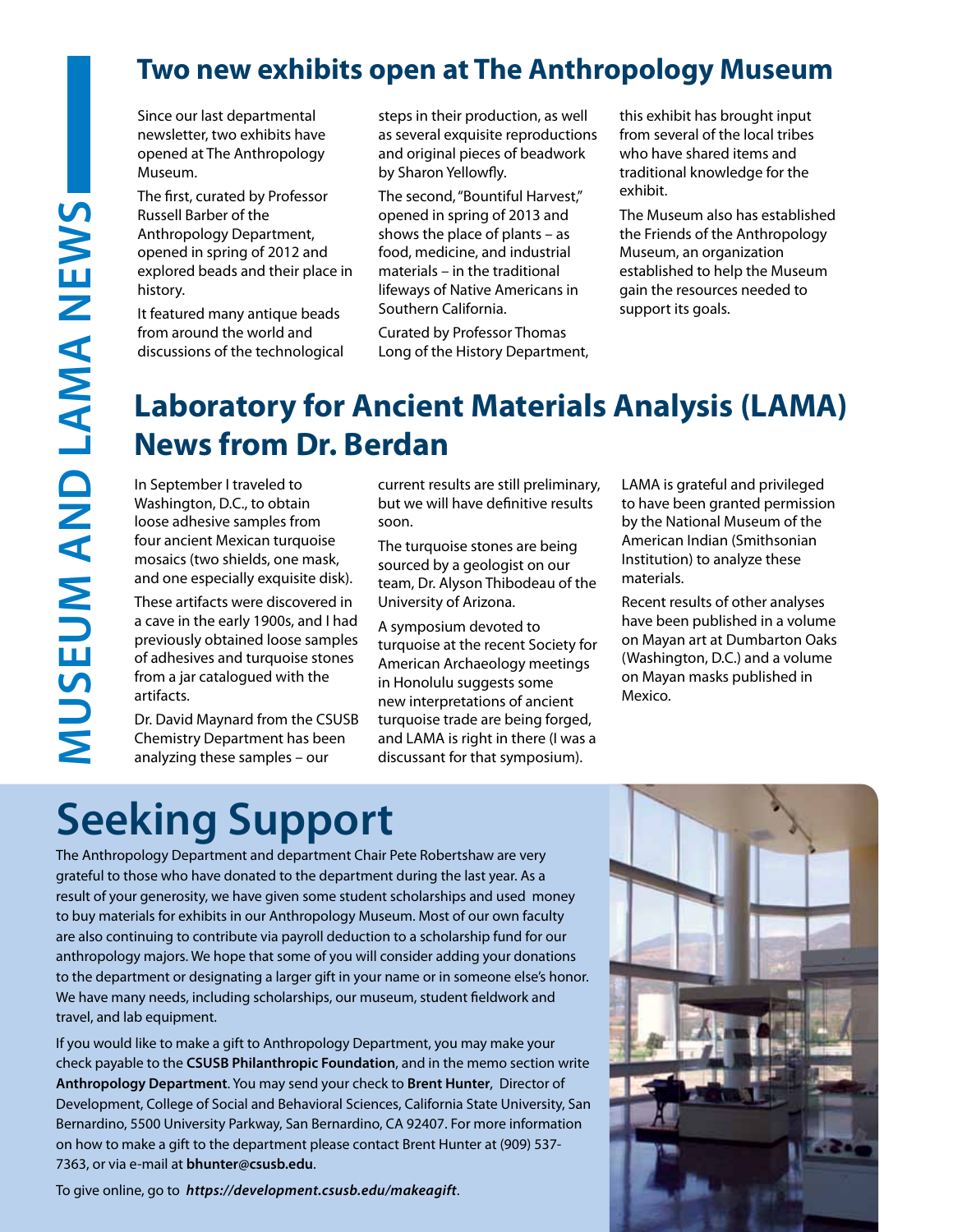# Two new exhibits open at The Anthropology Museum

Since our last departmental newsletter, two exhibits have opened at The Anthropology Museum.

The first, curated by Professor Russell Barber of the Anthropology Department, opened in spring of 2012 and explored beads and their place in history.

It featured many antique beads from around the world and discussions of the technological steps in their production, as well as several exquisite reproductions and original pieces of beadwork by Sharon Yellowfly.

The second, "Bountiful Harvest," opened in spring of 2013 and shows the place of plants – as food, medicine, and industrial materials – in the traditional lifeways of Native Americans in Southern California.

Curated by Professor Thomas Long of the History Department, this exhibit has brought input from several of the local tribes who have shared items and traditional knowledge for the exhibit.

The Museum also has established the Friends of the Anthropology Museum, an organization established to help the Museum gain the resources needed to support its goals.

# Laboratory for Ancient Materials Analysis (LAMA) News from Dr. Berdan

In September I traveled to Washington, D.C., to obtain loose adhesive samples from four ancient Mexican turquoise mosaics (two shields, one mask, and one especially exquisite disk).

These artifacts were discovered in a cave in the early 1900s, and I had previously obtained loose samples of adhesives and turquoise stones from a jar catalogued with the artifacts.

Dr. David Maynard from the CSUSB Chemistry Department has been analyzing these samples – our current results are still preliminary, but we will have definitive results soon.

The turquoise stones are being sourced by a geologist on our team, Dr. Alyson Thibodeau of the University of Arizona.

A symposium devoted to turquoise at the recent Society for American Archaeology meetings in Honolulu suggests some new interpretations of ancient turquoise trade are being forged, and LAMA is right in there (I was a discussant for that symposium).

LAMA is grateful and privileged to have been granted permission by the National Museum of the American Indian (Smithsonian Institution) to analyze these materials.

Recent results of other analyses have been published in a volume on Mayan art at Dumbarton Oaks (Washington, D.C.) and a volume on Mayan masks published in Mexico.

# Seeking Support

The Anthropology Department and department Chair Pete Robertshaw are very grateful to those who have donated to the department during the last year. As a result of your generosity, we have given some student scholarships and used money to buy materials for exhibits in our Anthropology Museum. Most of our own faculty are also continuing to contribute via payroll deduction to a scholarship fund for our anthropology majors. We hope that some of you will consider adding your donations to the department or designating a larger gift in your name or in someone else's honor. We have many needs, including scholarships, our museum, student fieldwork and travel, and lab equipment.

If you would like to make a gift to Anthropology Department, you may make your check payable to the **CSUSB Philanthropic Foundation**, and in the memo section write **Anthropology Department**. You may send your check to **Brent Hunter**, Director of Development, College of Social and Behavioral Sciences, California State University, San Bernardino, 5500 University Parkway, San Bernardino, CA 92407. For more information on how to make a gift to the department please contact Brent Hunter at (909) 537-7363, or via e-mail at **bhunter@csusb.edu**.

To give online, go to ***https://development.csusb.edu/makeagift***.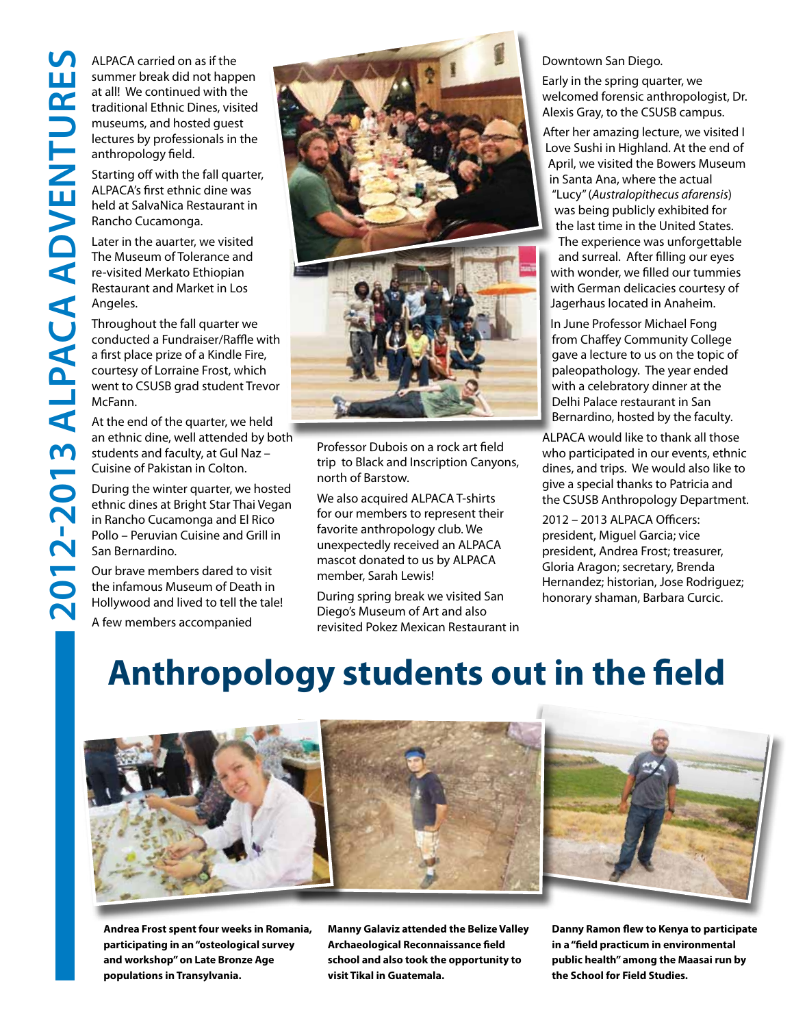# 2012-2013 ALPACA ADVENTURES

ALPACA carried on as if the summer break did not happen at all! We continued with the traditional Ethnic Dines, visited museums, and hosted guest lectures by professionals in the anthropology field.

Starting off with the fall quarter, ALPACA's first ethnic dine was held at SalvaNica Restaurant in Rancho Cucamonga.

Later in the auarter, we visited The Museum of Tolerance and re-visited Merkato Ethiopian Restaurant and Market in Los Angeles.

Throughout the fall quarter we conducted a Fundraiser/Raffle with a first place prize of a Kindle Fire, courtesy of Lorraine Frost, which went to CSUSB grad student Trevor McFann.

At the end of the quarter, we held an ethnic dine, well attended by both students and faculty, at Gul Naz – Cuisine of Pakistan in Colton.

During the winter quarter, we hosted ethnic dines at Bright Star Thai Vegan in Rancho Cucamonga and El Rico Pollo – Peruvian Cuisine and Grill in San Bernardino.

Our brave members dared to visit the infamous Museum of Death in Hollywood and lived to tell the tale!

A few members accompanied Professor Dubois on a rock art field trip to Black and Inscription Canyons, north of Barstow.

We also acquired ALPACA T-shirts for our members to represent their favorite anthropology club. We unexpectedly received an ALPACA mascot donated to us by ALPACA member, Sarah Lewis!

During spring break we visited San Diego's Museum of Art and also revisited Pokez Mexican Restaurant in Downtown San Diego.

Early in the spring quarter, we welcomed forensic anthropologist, Dr. Alexis Gray, to the CSUSB campus.

After her amazing lecture, we visited I Love Sushi in Highland. At the end of April, we visited the Bowers Museum in Santa Ana, where the actual "Lucy" (*Australopithecus afarensis*) was being publicly exhibited for the last time in the United States. The experience was unforgettable and surreal. After filling our eyes with wonder, we filled our tummies with German delicacies courtesy of Jagerhaus located in Anaheim.

In June Professor Michael Fong from Chaffey Community College gave a lecture to us on the topic of paleopathology. The year ended with a celebratory dinner at the Delhi Palace restaurant in San Bernardino, hosted by the faculty.

ALPACA would like to thank all those who participated in our events, ethnic dines, and trips. We would also like to give a special thanks to Patricia and the CSUSB Anthropology Department.

2012 – 2013 ALPACA Officers: president, Miguel Garcia; vice president, Andrea Frost; treasurer, Gloria Aragon; secretary, Brenda Hernandez; historian, Jose Rodriguez; honorary shaman, Barbara Curcic.

# Anthropology students out in the field

**Andrea Frost spent four weeks in Romania, participating in an "osteological survey and workshop" on Late Bronze Age populations in Transylvania.**

**Manny Galaviz attended the Belize Valley Archaeological Reconnaissance field school and also took the opportunity to visit Tikal in Guatemala.**

**Danny Ramon flew to Kenya to participate in a "field practicum in environmental public health" among the Maasai run by the School for Field Studies.**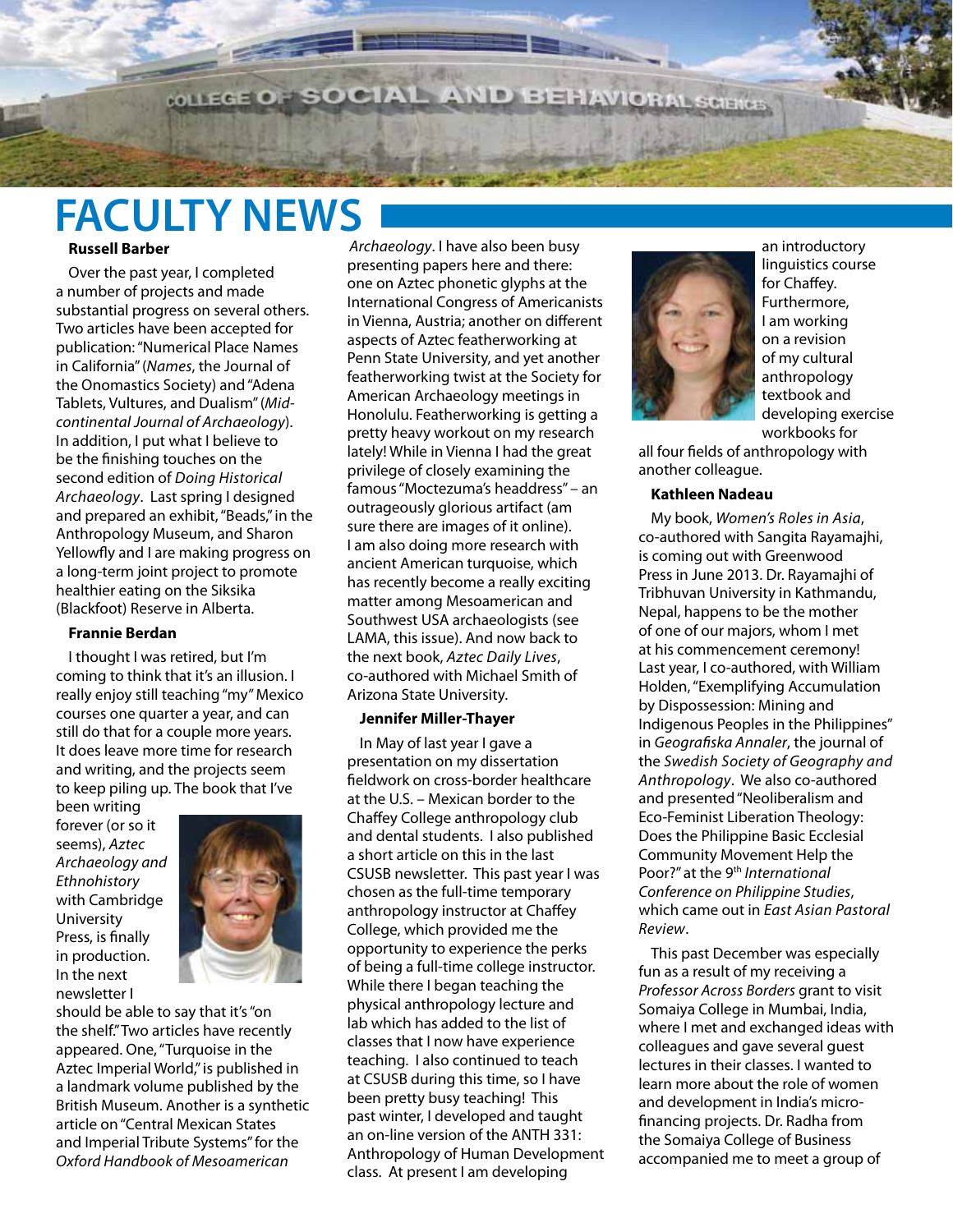# FACULTY NEWS

### Russell Barber

Over the past year, I completed a number of projects and made substantial progress on several others. Two articles have been accepted for publication: "Numerical Place Names in California" (*Names*, the Journal of the Onomastics Society) and "Adena Tablets, Vultures, and Dualism" (*Mid-continental Journal of Archaeology*). In addition, I put what I believe to be the finishing touches on the second edition of *Doing Historical Archaeology*. Last spring I designed and prepared an exhibit, "Beads," in the Anthropology Museum, and Sharon Yellowfly and I are making progress on a long-term joint project to promote healthier eating on the Siksika (Blackfoot) Reserve in Alberta.

### Frannie Berdan

I thought I was retired, but I'm coming to think that it's an illusion. I really enjoy still teaching "my" Mexico courses one quarter a year, and can still do that for a couple more years. It does leave more time for research and writing, and the projects seem to keep piling up. The book that I've been writing forever (or so it seems), *Aztec Archaeology and Ethnohistory* with Cambridge University Press, is finally in production. In the next newsletter I should be able to say that it's "on the shelf." Two articles have recently appeared. One, "Turquoise in the Aztec Imperial World," is published in a landmark volume published by the British Museum. Another is a synthetic article on "Central Mexican States and Imperial Tribute Systems" for the *Oxford Handbook of Mesoamerican Archaeology*. I have also been busy presenting papers here and there: one on Aztec phonetic glyphs at the International Congress of Americanists in Vienna, Austria; another on different aspects of Aztec featherworking at Penn State University, and yet another featherworking twist at the Society for American Archaeology meetings in Honolulu. Featherworking is getting a pretty heavy workout on my research lately! While in Vienna I had the great privilege of closely examining the famous "Moctezuma's headdress" – an outrageously glorious artifact (am sure there are images of it online). I am also doing more research with ancient American turquoise, which has recently become a really exciting matter among Mesoamerican and Southwest USA archaeologists (see LAMA, this issue). And now back to the next book, *Aztec Daily Lives*, co-authored with Michael Smith of Arizona State University.

### Jennifer Miller-Thayer

In May of last year I gave a presentation on my dissertation fieldwork on cross-border healthcare at the U.S. – Mexican border to the Chaffey College anthropology club and dental students. I also published a short article on this in the last CSUSB newsletter. This past year I was chosen as the full-time temporary anthropology instructor at Chaffey College, which provided me the opportunity to experience the perks of being a full-time college instructor. While there I began teaching the physical anthropology lecture and lab which has added to the list of classes that I now have experience teaching. I also continued to teach at CSUSB during this time, so I have been pretty busy teaching! This past winter, I developed and taught an on-line version of the ANTH 331: Anthropology of Human Development class. At present I am developing an introductory linguistics course for Chaffey. Furthermore, I am working on a revision of my cultural anthropology textbook and developing exercise workbooks for all four fields of anthropology with another colleague.

### Kathleen Nadeau

My book, *Women's Roles in Asia*, co-authored with Sangita Rayamajhi, is coming out with Greenwood Press in June 2013. Dr. Rayamajhi of Tribhuvan University in Kathmandu, Nepal, happens to be the mother of one of our majors, whom I met at his commencement ceremony! Last year, I co-authored, with William Holden, "Exemplifying Accumulation by Dispossession: Mining and Indigenous Peoples in the Philippines" in *Geografiska Annaler*, the journal of the *Swedish Society of Geography and Anthropology*. We also co-authored and presented "Neoliberalism and Eco-Feminist Liberation Theology: Does the Philippine Basic Ecclesial Community Movement Help the Poor?" at the 9th *International Conference on Philippine Studies*, which came out in *East Asian Pastoral Review*.

This past December was especially fun as a result of my receiving a *Professor Across Borders* grant to visit Somaiya College in Mumbai, India, where I met and exchanged ideas with colleagues and gave several guest lectures in their classes. I wanted to learn more about the role of women and development in India's micro-financing projects. Dr. Radha from the Somaiya College of Business accompanied me to meet a group of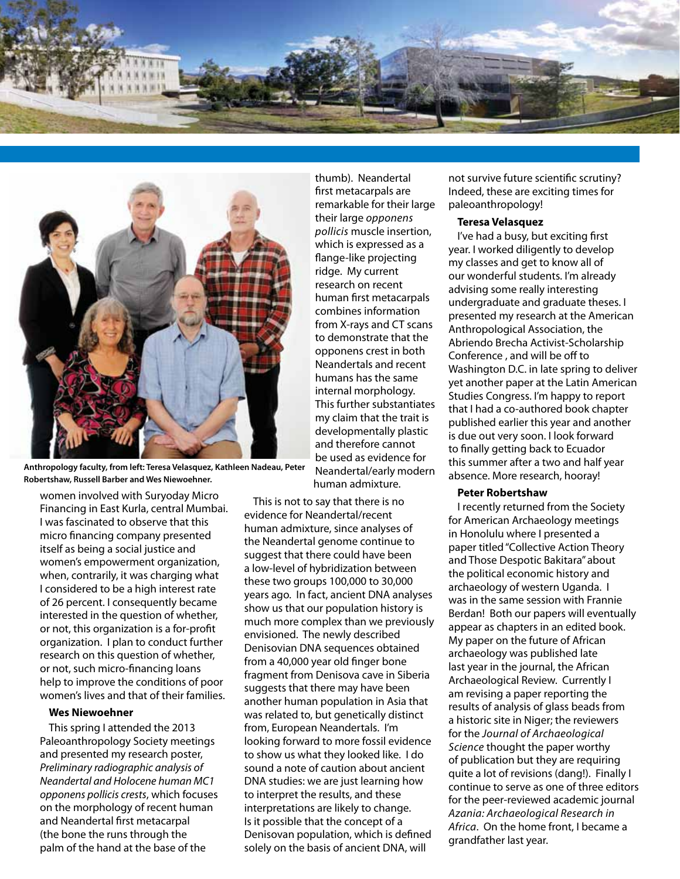Anthropology faculty, from left: Teresa Velasquez, Kathleen Nadeau, Peter Robertshaw, Russell Barber and Wes Niewoehner.

women involved with Suryoday Micro Financing in East Kurla, central Mumbai. I was fascinated to observe that this micro financing company presented itself as being a social justice and women's empowerment organization, when, contrarily, it was charging what I considered to be a high interest rate of 26 percent. I consequently became interested in the question of whether, or not, this organization is a for-profit organization. I plan to conduct further research on this question of whether, or not, such micro-financing loans help to improve the conditions of poor women's lives and that of their families.

**Wes Niewoehner**

This spring I attended the 2013 Paleoanthropology Society meetings and presented my research poster, *Preliminary radiographic analysis of Neandertal and Holocene human MC1 opponens pollicis crests*, which focuses on the morphology of recent human and Neandertal first metacarpal (the bone the runs through the palm of the hand at the base of the thumb). Neandertal first metacarpals are remarkable for their large their large *opponens pollicis* muscle insertion, which is expressed as a flange-like projecting ridge. My current research on recent human first metacarpals combines information from X-rays and CT scans to demonstrate that the opponens crest in both Neandertals and recent humans has the same internal morphology. This further substantiates my claim that the trait is developmentally plastic and therefore cannot be used as evidence for Neandertal/early modern human admixture.

This is not to say that there is no evidence for Neandertal/recent human admixture, since analyses of the Neandertal genome continue to suggest that there could have been a low-level of hybridization between these two groups 100,000 to 30,000 years ago. In fact, ancient DNA analyses show us that our population history is much more complex than we previously envisioned. The newly described Denisovian DNA sequences obtained from a 40,000 year old finger bone fragment from Denisova cave in Siberia suggests that there may have been another human population in Asia that was related to, but genetically distinct from, European Neandertals. I'm looking forward to more fossil evidence to show us what they looked like. I do sound a note of caution about ancient DNA studies: we are just learning how to interpret the results, and these interpretations are likely to change. Is it possible that the concept of a Denisovan population, which is defined solely on the basis of ancient DNA, will not survive future scientific scrutiny? Indeed, these are exciting times for paleoanthropology!

**Teresa Velasquez**

I've had a busy, but exciting first year. I worked diligently to develop my classes and get to know all of our wonderful students. I'm already advising some really interesting undergraduate and graduate theses. I presented my research at the American Anthropological Association, the Abriendo Brecha Activist-Scholarship Conference , and will be off to Washington D.C. in late spring to deliver yet another paper at the Latin American Studies Congress. I'm happy to report that I had a co-authored book chapter published earlier this year and another is due out very soon. I look forward to finally getting back to Ecuador this summer after a two and half year absence. More research, hooray!

**Peter Robertshaw**

I recently returned from the Society for American Archaeology meetings in Honolulu where I presented a paper titled "Collective Action Theory and Those Despotic Bakitara" about the political economic history and archaeology of western Uganda. I was in the same session with Frannie Berdan! Both our papers will eventually appear as chapters in an edited book. My paper on the future of African archaeology was published late last year in the journal, the African Archaeological Review. Currently I am revising a paper reporting the results of analysis of glass beads from a historic site in Niger; the reviewers for the *Journal of Archaeological Science* thought the paper worthy of publication but they are requiring quite a lot of revisions (dang!). Finally I continue to serve as one of three editors for the peer-reviewed academic journal *Azania: Archaeological Research in Africa*. On the home front, I became a grandfather last year.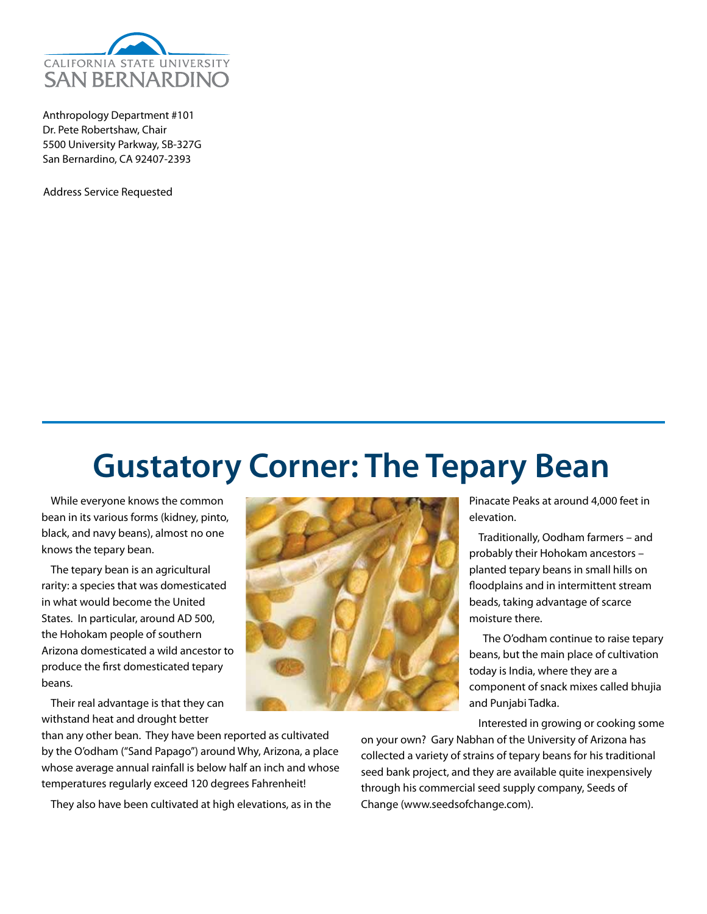CALIFORNIA STATE UNIVERSITY
SAN BERNARDINO

Anthropology Department #101
Dr. Pete Robertshaw, Chair
5500 University Parkway, SB-327G
San Bernardino, CA 92407-2393

Address Service Requested

# Gustatory Corner: The Tepary Bean

While everyone knows the common bean in its various forms (kidney, pinto, black, and navy beans), almost no one knows the tepary bean.

The tepary bean is an agricultural rarity: a species that was domesticated in what would become the United States. In particular, around AD 500, the Hohokam people of southern Arizona domesticated a wild ancestor to produce the first domesticated tepary beans.

Their real advantage is that they can withstand heat and drought better than any other bean. They have been reported as cultivated by the O'odham ("Sand Papago") around Why, Arizona, a place whose average annual rainfall is below half an inch and whose temperatures regularly exceed 120 degrees Fahrenheit!

They also have been cultivated at high elevations, as in the Pinacate Peaks at around 4,000 feet in elevation.

Traditionally, Oodham farmers – and probably their Hohokam ancestors – planted tepary beans in small hills on floodplains and in intermittent stream beads, taking advantage of scarce moisture there.

The O'odham continue to raise tepary beans, but the main place of cultivation today is India, where they are a component of snack mixes called bhujia and Punjabi Tadka.

Interested in growing or cooking some on your own? Gary Nabhan of the University of Arizona has collected a variety of strains of tepary beans for his traditional seed bank project, and they are available quite inexpensively through his commercial seed supply company, Seeds of Change (www.seedsofchange.com).